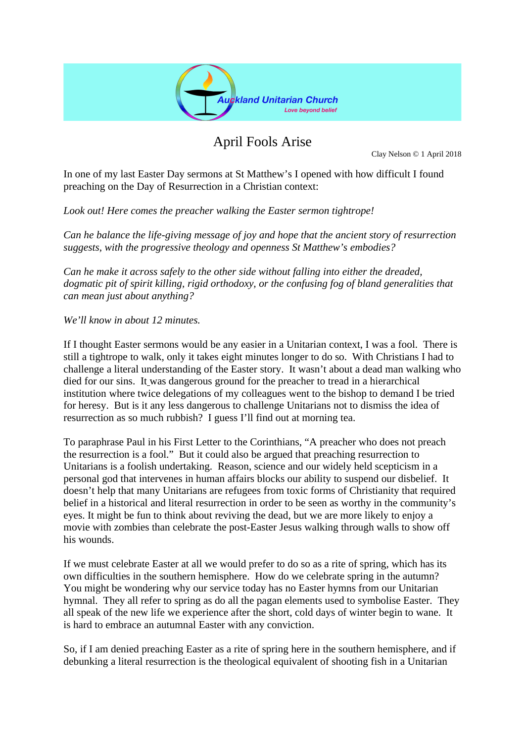Auckland Unitarian Church

Love beyond belief

# April Fools Arise

Clay Nelson © 1 April 2018

In one of my last Easter Day sermons at St Matthew's I opened with how difficult I found preaching on the Day of Resurrection in a Christian context:

*Look out! Here comes the preacher walking the Easter sermon tightrope!*

*Can he balance the life-giving message of joy and hope that the ancient story of resurrection suggests, with the progressive theology and openness St Matthew's embodies?*

*Can he make it across safely to the other side without falling into either the dreaded, dogmatic pit of spirit killing, rigid orthodoxy, or the confusing fog of bland generalities that can mean just about anything?*

*We'll know in about 12 minutes.*

If I thought Easter sermons would be any easier in a Unitarian context, I was a fool. There is still a tightrope to walk, only it takes eight minutes longer to do so. With Christians I had to challenge a literal understanding of the Easter story. It wasn't about a dead man walking who died for our sins. It was dangerous ground for the preacher to tread in a hierarchical institution where twice delegations of my colleagues went to the bishop to demand I be tried for heresy. But is it any less dangerous to challenge Unitarians not to dismiss the idea of resurrection as so much rubbish? I guess I'll find out at morning tea.

To paraphrase Paul in his First Letter to the Corinthians, "A preacher who does not preach the resurrection is a fool." But it could also be argued that preaching resurrection to Unitarians is a foolish undertaking. Reason, science and our widely held scepticism in a personal god that intervenes in human affairs blocks our ability to suspend our disbelief. It doesn't help that many Unitarians are refugees from toxic forms of Christianity that required belief in a historical and literal resurrection in order to be seen as worthy in the community's eyes. It might be fun to think about reviving the dead, but we are more likely to enjoy a movie with zombies than celebrate the post-Easter Jesus walking through walls to show off his wounds.

If we must celebrate Easter at all we would prefer to do so as a rite of spring, which has its own difficulties in the southern hemisphere. How do we celebrate spring in the autumn? You might be wondering why our service today has no Easter hymns from our Unitarian hymnal. They all refer to spring as do all the pagan elements used to symbolise Easter. They all speak of the new life we experience after the short, cold days of winter begin to wane. It is hard to embrace an autumnal Easter with any conviction.

So, if I am denied preaching Easter as a rite of spring here in the southern hemisphere, and if debunking a literal resurrection is the theological equivalent of shooting fish in a Unitarian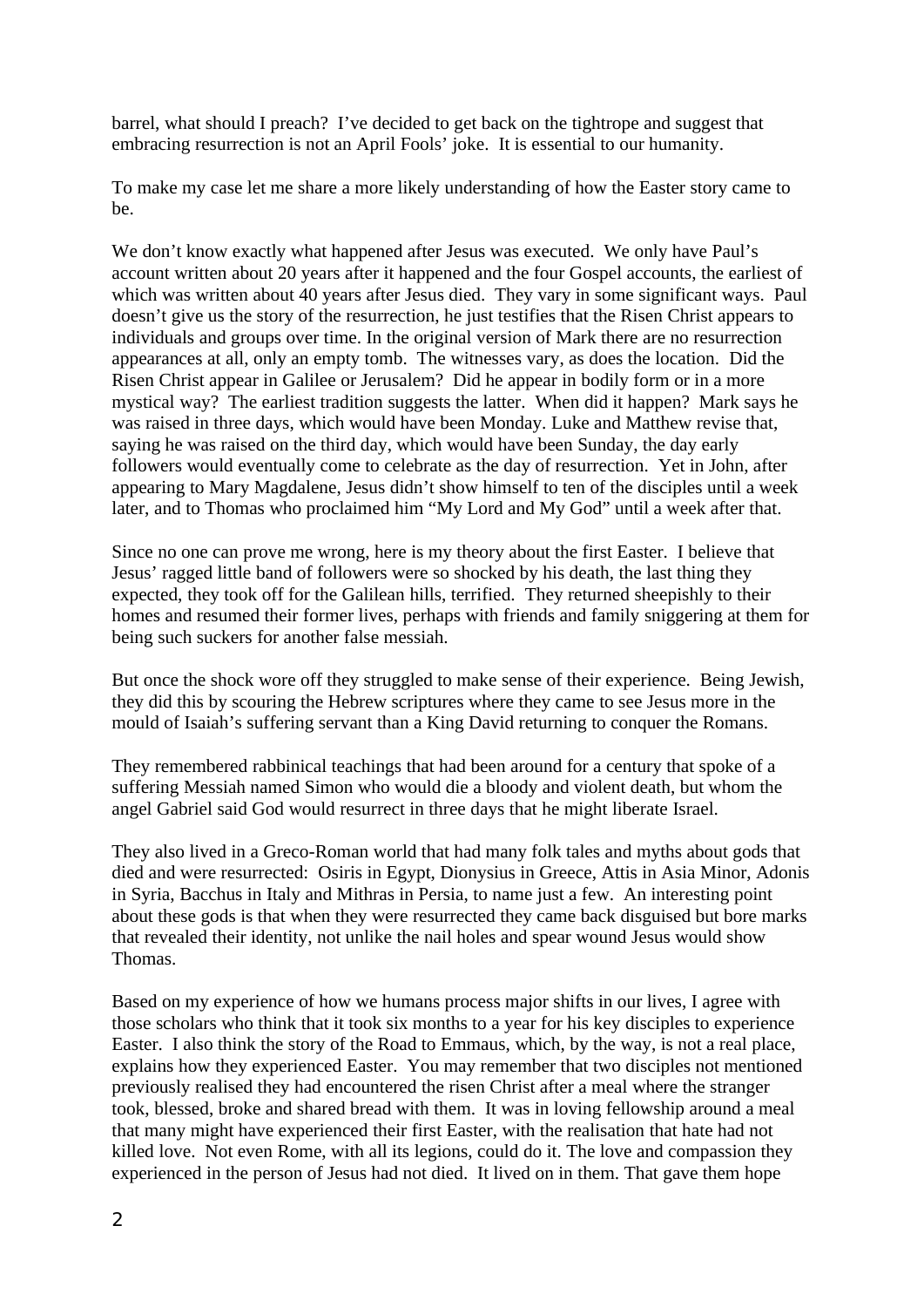barrel, what should I preach? I've decided to get back on the tightrope and suggest that embracing resurrection is not an April Fools' joke. It is essential to our humanity.

To make my case let me share a more likely understanding of how the Easter story came to be.

We don't know exactly what happened after Jesus was executed. We only have Paul's account written about 20 years after it happened and the four Gospel accounts, the earliest of which was written about 40 years after Jesus died. They vary in some significant ways. Paul doesn't give us the story of the resurrection, he just testifies that the Risen Christ appears to individuals and groups over time. In the original version of Mark there are no resurrection appearances at all, only an empty tomb. The witnesses vary, as does the location. Did the Risen Christ appear in Galilee or Jerusalem? Did he appear in bodily form or in a more mystical way? The earliest tradition suggests the latter. When did it happen? Mark says he was raised in three days, which would have been Monday. Luke and Matthew revise that, saying he was raised on the third day, which would have been Sunday, the day early followers would eventually come to celebrate as the day of resurrection. Yet in John, after appearing to Mary Magdalene, Jesus didn't show himself to ten of the disciples until a week later, and to Thomas who proclaimed him "My Lord and My God" until a week after that.

Since no one can prove me wrong, here is my theory about the first Easter. I believe that Jesus' ragged little band of followers were so shocked by his death, the last thing they expected, they took off for the Galilean hills, terrified. They returned sheepishly to their homes and resumed their former lives, perhaps with friends and family sniggering at them for being such suckers for another false messiah.

But once the shock wore off they struggled to make sense of their experience. Being Jewish, they did this by scouring the Hebrew scriptures where they came to see Jesus more in the mould of Isaiah's suffering servant than a King David returning to conquer the Romans.

They remembered rabbinical teachings that had been around for a century that spoke of a suffering Messiah named Simon who would die a bloody and violent death, but whom the angel Gabriel said God would resurrect in three days that he might liberate Israel.

They also lived in a Greco-Roman world that had many folk tales and myths about gods that died and were resurrected: Osiris in Egypt, Dionysius in Greece, Attis in Asia Minor, Adonis in Syria, Bacchus in Italy and Mithras in Persia, to name just a few. An interesting point about these gods is that when they were resurrected they came back disguised but bore marks that revealed their identity, not unlike the nail holes and spear wound Jesus would show Thomas.

Based on my experience of how we humans process major shifts in our lives, I agree with those scholars who think that it took six months to a year for his key disciples to experience Easter. I also think the story of the Road to Emmaus, which, by the way, is not a real place, explains how they experienced Easter. You may remember that two disciples not mentioned previously realised they had encountered the risen Christ after a meal where the stranger took, blessed, broke and shared bread with them. It was in loving fellowship around a meal that many might have experienced their first Easter, with the realisation that hate had not killed love. Not even Rome, with all its legions, could do it. The love and compassion they experienced in the person of Jesus had not died. It lived on in them. That gave them hope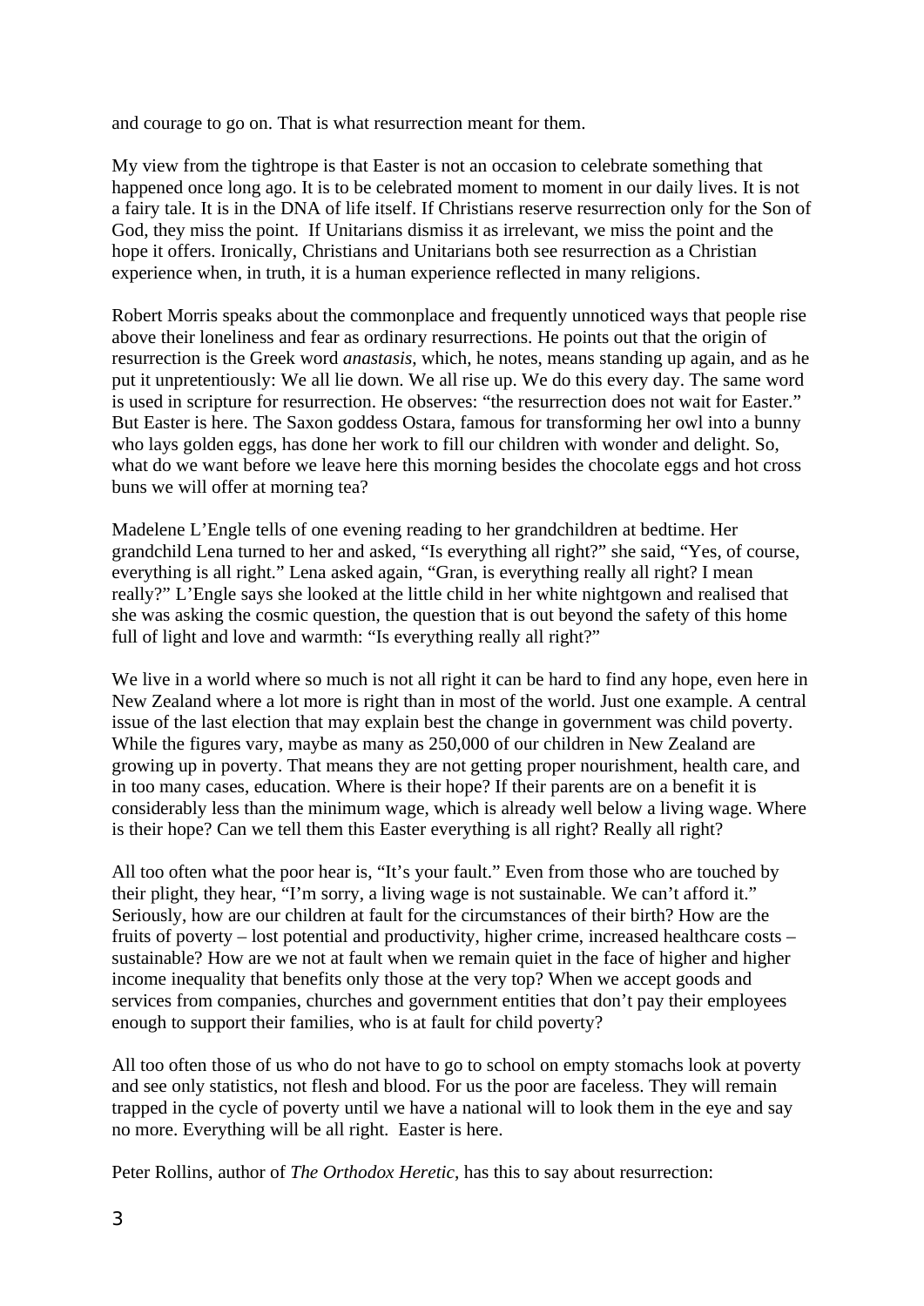and courage to go on. That is what resurrection meant for them.

My view from the tightrope is that Easter is not an occasion to celebrate something that happened once long ago. It is to be celebrated moment to moment in our daily lives. It is not a fairy tale. It is in the DNA of life itself. If Christians reserve resurrection only for the Son of God, they miss the point. If Unitarians dismiss it as irrelevant, we miss the point and the hope it offers. Ironically, Christians and Unitarians both see resurrection as a Christian experience when, in truth, it is a human experience reflected in many religions.

Robert Morris speaks about the commonplace and frequently unnoticed ways that people rise above their loneliness and fear as ordinary resurrections. He points out that the origin of resurrection is the Greek word *anastasis*, which, he notes, means standing up again, and as he put it unpretentiously: We all lie down. We all rise up. We do this every day. The same word is used in scripture for resurrection. He observes: "the resurrection does not wait for Easter." But Easter is here. The Saxon goddess Ostara, famous for transforming her owl into a bunny who lays golden eggs, has done her work to fill our children with wonder and delight. So, what do we want before we leave here this morning besides the chocolate eggs and hot cross buns we will offer at morning tea?

Madelene L'Engle tells of one evening reading to her grandchildren at bedtime. Her grandchild Lena turned to her and asked, "Is everything all right?" she said, "Yes, of course, everything is all right." Lena asked again, "Gran, is everything really all right? I mean really?" L'Engle says she looked at the little child in her white nightgown and realised that she was asking the cosmic question, the question that is out beyond the safety of this home full of light and love and warmth: "Is everything really all right?"

We live in a world where so much is not all right it can be hard to find any hope, even here in New Zealand where a lot more is right than in most of the world. Just one example. A central issue of the last election that may explain best the change in government was child poverty. While the figures vary, maybe as many as 250,000 of our children in New Zealand are growing up in poverty. That means they are not getting proper nourishment, health care, and in too many cases, education. Where is their hope? If their parents are on a benefit it is considerably less than the minimum wage, which is already well below a living wage. Where is their hope? Can we tell them this Easter everything is all right? Really all right?

All too often what the poor hear is, "It's your fault." Even from those who are touched by their plight, they hear, "I'm sorry, a living wage is not sustainable. We can't afford it." Seriously, how are our children at fault for the circumstances of their birth? How are the fruits of poverty – lost potential and productivity, higher crime, increased healthcare costs – sustainable? How are we not at fault when we remain quiet in the face of higher and higher income inequality that benefits only those at the very top? When we accept goods and services from companies, churches and government entities that don't pay their employees enough to support their families, who is at fault for child poverty?

All too often those of us who do not have to go to school on empty stomachs look at poverty and see only statistics, not flesh and blood. For us the poor are faceless. They will remain trapped in the cycle of poverty until we have a national will to look them in the eye and say no more. Everything will be all right. Easter is here.

Peter Rollins, author of *The Orthodox Heretic*, has this to say about resurrection: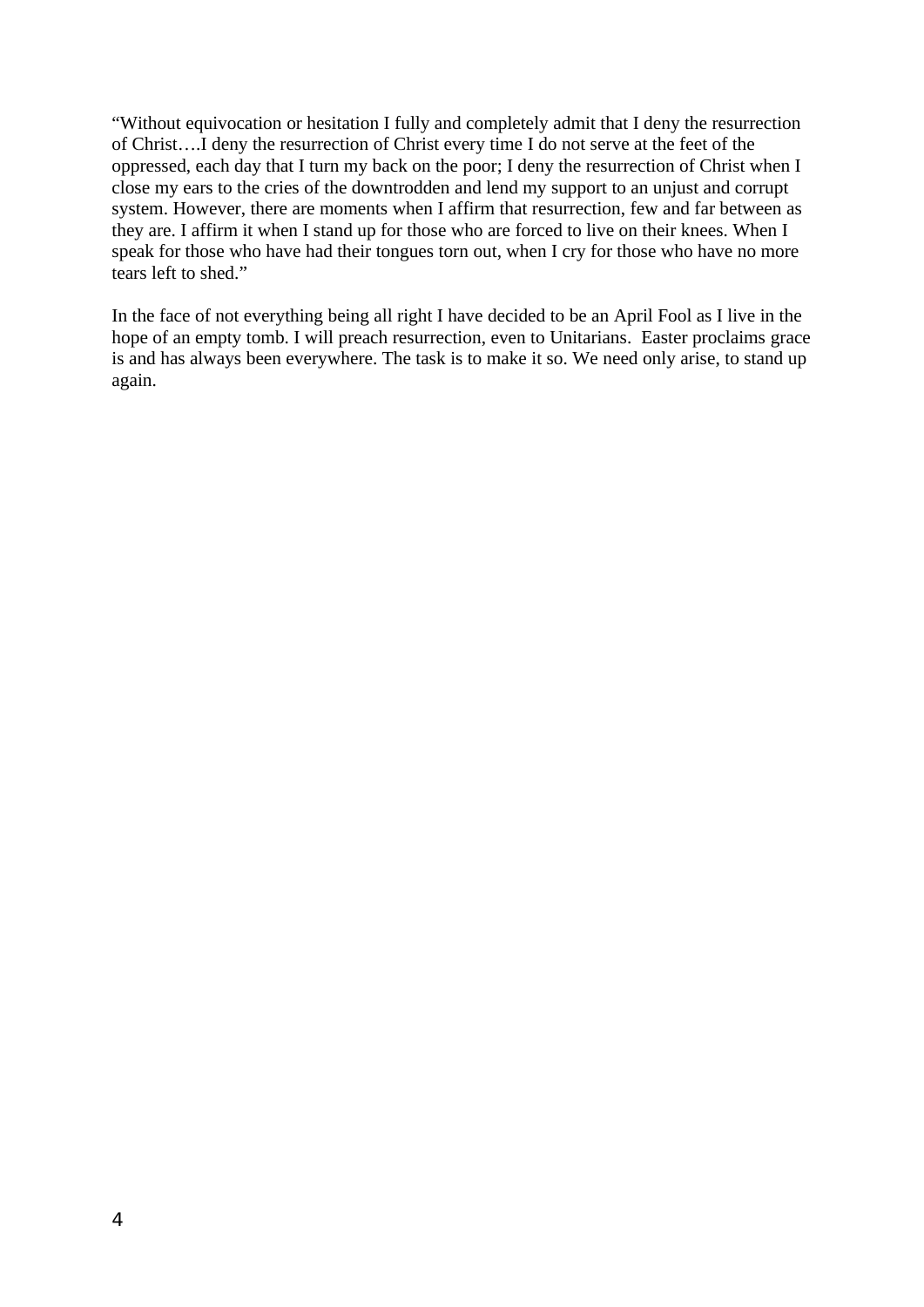"Without equivocation or hesitation I fully and completely admit that I deny the resurrection of Christ….I deny the resurrection of Christ every time I do not serve at the feet of the oppressed, each day that I turn my back on the poor; I deny the resurrection of Christ when I close my ears to the cries of the downtrodden and lend my support to an unjust and corrupt system. However, there are moments when I affirm that resurrection, few and far between as they are. I affirm it when I stand up for those who are forced to live on their knees. When I speak for those who have had their tongues torn out, when I cry for those who have no more tears left to shed."

In the face of not everything being all right I have decided to be an April Fool as I live in the hope of an empty tomb. I will preach resurrection, even to Unitarians. Easter proclaims grace is and has always been everywhere. The task is to make it so. We need only arise, to stand up again.